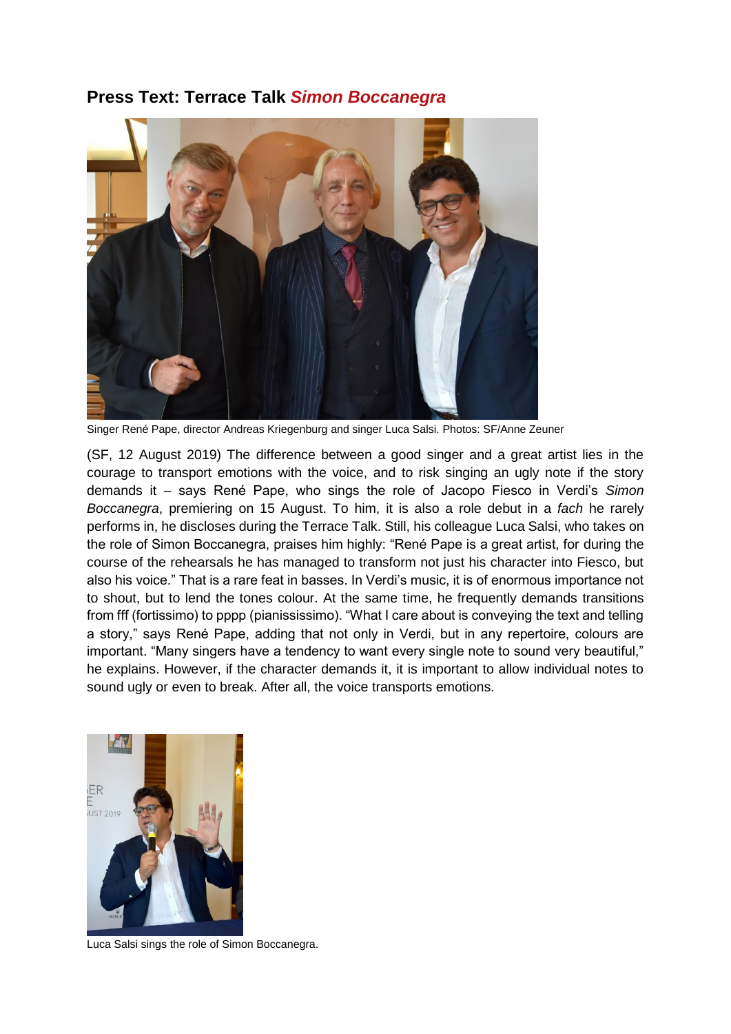## Press Text: Terrace Talk *Simon Boccanegra*

Singer René Pape, director Andreas Kriegenburg and singer Luca Salsi. Photos: SF/Anne Zeuner

(SF, 12 August 2019) The difference between a good singer and a great artist lies in the courage to transport emotions with the voice, and to risk singing an ugly note if the story demands it – says René Pape, who sings the role of Jacopo Fiesco in Verdi's *Simon Boccanegra*, premiering on 15 August. To him, it is also a role debut in a *fach* he rarely performs in, he discloses during the Terrace Talk. Still, his colleague Luca Salsi, who takes on the role of Simon Boccanegra, praises him highly: "René Pape is a great artist, for during the course of the rehearsals he has managed to transform not just his character into Fiesco, but also his voice." That is a rare feat in basses. In Verdi's music, it is of enormous importance not to shout, but to lend the tones colour. At the same time, he frequently demands transitions from fff (fortissimo) to pppp (pianississimo). "What I care about is conveying the text and telling a story," says René Pape, adding that not only in Verdi, but in any repertoire, colours are important. "Many singers have a tendency to want every single note to sound very beautiful," he explains. However, if the character demands it, it is important to allow individual notes to sound ugly or even to break. After all, the voice transports emotions.

Luca Salsi sings the role of Simon Boccanegra.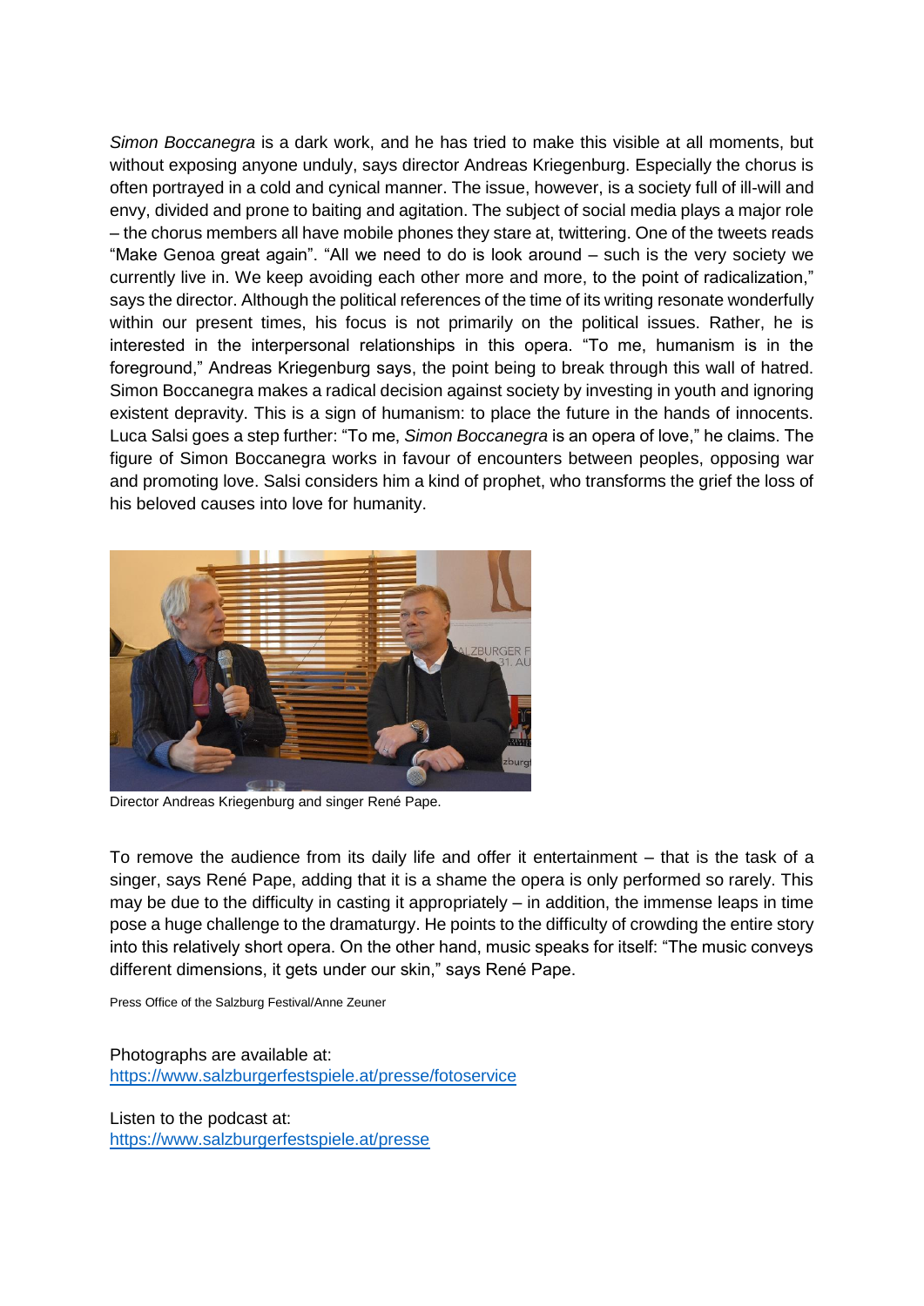*Simon Boccanegra* is a dark work, and he has tried to make this visible at all moments, but without exposing anyone unduly, says director Andreas Kriegenburg. Especially the chorus is often portrayed in a cold and cynical manner. The issue, however, is a society full of ill-will and envy, divided and prone to baiting and agitation. The subject of social media plays a major role – the chorus members all have mobile phones they stare at, twittering. One of the tweets reads "Make Genoa great again". "All we need to do is look around – such is the very society we currently live in. We keep avoiding each other more and more, to the point of radicalization," says the director. Although the political references of the time of its writing resonate wonderfully within our present times, his focus is not primarily on the political issues. Rather, he is interested in the interpersonal relationships in this opera. "To me, humanism is in the foreground," Andreas Kriegenburg says, the point being to break through this wall of hatred. Simon Boccanegra makes a radical decision against society by investing in youth and ignoring existent depravity. This is a sign of humanism: to place the future in the hands of innocents. Luca Salsi goes a step further: "To me, *Simon Boccanegra* is an opera of love," he claims. The figure of Simon Boccanegra works in favour of encounters between peoples, opposing war and promoting love. Salsi considers him a kind of prophet, who transforms the grief the loss of his beloved causes into love for humanity.

Director Andreas Kriegenburg and singer René Pape.

To remove the audience from its daily life and offer it entertainment – that is the task of a singer, says René Pape, adding that it is a shame the opera is only performed so rarely. This may be due to the difficulty in casting it appropriately – in addition, the immense leaps in time pose a huge challenge to the dramaturgy. He points to the difficulty of crowding the entire story into this relatively short opera. On the other hand, music speaks for itself: "The music conveys different dimensions, it gets under our skin," says René Pape.

Press Office of the Salzburg Festival/Anne Zeuner

Photographs are available at:
https://www.salzburgerfestspiele.at/presse/fotoservice

Listen to the podcast at:
https://www.salzburgerfestspiele.at/presse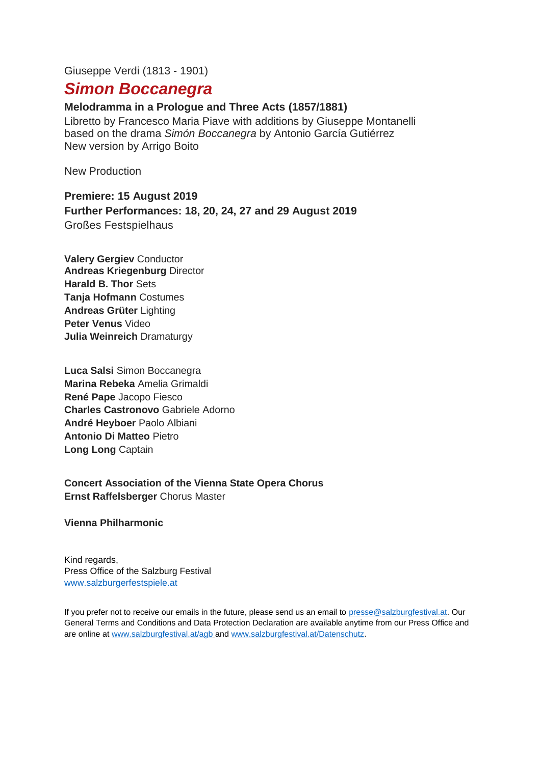Giuseppe Verdi (1813 - 1901)

# *Simon Boccanegra*

**Melodramma in a Prologue and Three Acts (1857/1881)**

Libretto by Francesco Maria Piave with additions by Giuseppe Montanelli
based on the drama *Simón Boccanegra* by Antonio García Gutiérrez
New version by Arrigo Boito

New Production

**Premiere: 15 August 2019**
**Further Performances: 18, 20, 24, 27 and 29 August 2019**
Großes Festspielhaus

**Valery Gergiev** Conductor
**Andreas Kriegenburg** Director
**Harald B. Thor** Sets
**Tanja Hofmann** Costumes
**Andreas Grüter** Lighting
**Peter Venus** Video
**Julia Weinreich** Dramaturgy

**Luca Salsi** Simon Boccanegra
**Marina Rebeka** Amelia Grimaldi
**René Pape** Jacopo Fiesco
**Charles Castronovo** Gabriele Adorno
**André Heyboer** Paolo Albiani
**Antonio Di Matteo** Pietro
**Long Long** Captain

**Concert Association of the Vienna State Opera Chorus**
**Ernst Raffelsberger** Chorus Master

**Vienna Philharmonic**

Kind regards,
Press Office of the Salzburg Festival
[www.salzburgerfestspiele.at](http://www.salzburgerfestspiele.at)

If you prefer not to receive our emails in the future, please send us an email to [presse@salzburgfestival.at](mailto:presse@salzburgfestival.at). Our General Terms and Conditions and Data Protection Declaration are available anytime from our Press Office and are online at [www.salzburgfestival.at/agb](http://www.salzburgfestival.at/agb) and [www.salzburgfestival.at/Datenschutz](http://www.salzburgfestival.at/Datenschutz).